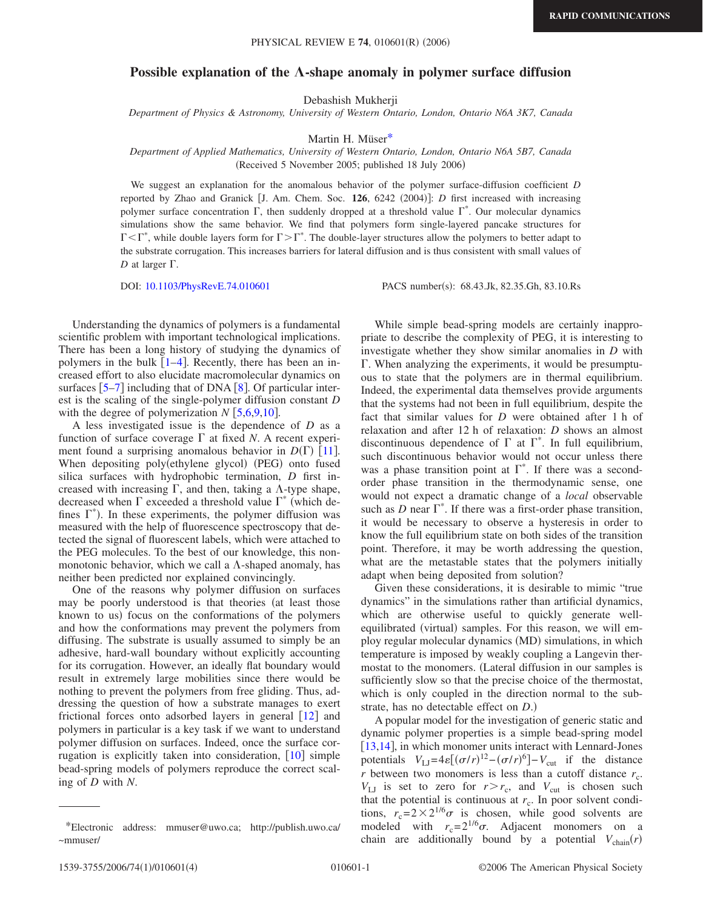# Possible explanation of the Λ-shape anomaly in polymer surface diffusion

Debashish Mukherji

*Department of Physics & Astronomy, University of Western Ontario, London, Ontario N6A 3K7, Canada*

Martin H. Müser*

*Department of Applied Mathematics, University of Western Ontario, London, Ontario N6A 5B7, Canada*

(Received 5 November 2005; published 18 July 2006)

We suggest an explanation for the anomalous behavior of the polymer surface-diffusion coefficient $D$ reported by Zhao and Granick [J. Am. Chem. Soc. **126**, 6242 (2004)]: $D$ first increased with increasing polymer surface concentration $\Gamma$, then suddenly dropped at a threshold value $\Gamma^*$. Our molecular dynamics simulations show the same behavior. We find that polymers form single-layered pancake structures for $\Gamma < \Gamma^*$, while double layers form for $\Gamma > \Gamma^*$. The double-layer structures allow the polymers to better adapt to the substrate corrugation. This increases barriers for lateral diffusion and is thus consistent with small values of $D$ at larger $\Gamma$.

DOI: 10.1103/PhysRevE.74.010601 PACS number(s): 68.43.Jk, 82.35.Gh, 83.10.Rs

Understanding the dynamics of polymers is a fundamental scientific problem with important technological implications. There has been a long history of studying the dynamics of polymers in the bulk [1–4]. Recently, there has been an increased effort to also elucidate macromolecular dynamics on surfaces [5–7] including that of DNA [8]. Of particular interest is the scaling of the single-polymer diffusion constant $D$ with the degree of polymerization $N$ [5,6,9,10].

A less investigated issue is the dependence of $D$ as a function of surface coverage $\Gamma$ at fixed $N$. A recent experiment found a surprising anomalous behavior in $D(\Gamma)$ [11]. When depositing poly(ethylene glycol) (PEG) onto fused silica surfaces with hydrophobic termination, $D$ first increased with increasing $\Gamma$, and then, taking a Λ-type shape, decreased when $\Gamma$ exceeded a threshold value $\Gamma^*$ (which defines $\Gamma^*$). In these experiments, the polymer diffusion was measured with the help of fluorescence spectroscopy that detected the signal of fluorescent labels, which were attached to the PEG molecules. To the best of our knowledge, this nonmonotonic behavior, which we call a Λ-shaped anomaly, has neither been predicted nor explained convincingly.

One of the reasons why polymer diffusion on surfaces may be poorly understood is that theories (at least those known to us) focus on the conformations of the polymers and how the conformations may prevent the polymers from diffusing. The substrate is usually assumed to simply be an adhesive, hard-wall boundary without explicitly accounting for its corrugation. However, an ideally flat boundary would result in extremely large mobilities since there would be nothing to prevent the polymers from free gliding. Thus, addressing the question of how a substrate manages to exert frictional forces onto adsorbed layers in general [12] and polymers in particular is a key task if we want to understand polymer diffusion on surfaces. Indeed, once the surface corrugation is explicitly taken into consideration, [10] simple bead-spring models of polymers reproduce the correct scaling of $D$ with $N$.

While simple bead-spring models are certainly inappropriate to describe the complexity of PEG, it is interesting to investigate whether they show similar anomalies in $D$ with $\Gamma$. When analyzing the experiments, it would be presumptuous to state that the polymers are in thermal equilibrium. Indeed, the experimental data themselves provide arguments that the systems had not been in full equilibrium, despite the fact that similar values for $D$ were obtained after 1 h of relaxation and after 12 h of relaxation: $D$ shows an almost discontinuous dependence of $\Gamma$ at $\Gamma^*$. In full equilibrium, such discontinuous behavior would not occur unless there was a phase transition point at $\Gamma^*$. If there was a second-order phase transition in the thermodynamic sense, one would not expect a dramatic change of a *local* observable such as $D$ near $\Gamma^*$. If there was a first-order phase transition, it would be necessary to observe a hysteresis in order to know the full equilibrium state on both sides of the transition point. Therefore, it may be worth addressing the question, what are the metastable states that the polymers initially adapt when being deposited from solution?

Given these considerations, it is desirable to mimic "true dynamics" in the simulations rather than artificial dynamics, which are otherwise useful to quickly generate well-equilibrated (virtual) samples. For this reason, we will employ regular molecular dynamics (MD) simulations, in which temperature is imposed by weakly coupling a Langevin thermostat to the monomers. (Lateral diffusion in our samples is sufficiently slow so that the precise choice of the thermostat, which is only coupled in the direction normal to the substrate, has no detectable effect on $D$.)

A popular model for the investigation of generic static and dynamic polymer properties is a simple bead-spring model [13,14], in which monomer units interact with Lennard-Jones potentials $V_{\mathrm{LJ}} = 4\epsilon[(\sigma/r)^{12} - (\sigma/r)^6] - V_{\mathrm{cut}}$ if the distance $r$ between two monomers is less than a cutoff distance $r_{\mathrm{c}}$. $V_{\mathrm{LJ}}$ is set to zero for $r > r_{\mathrm{c}}$, and $V_{\mathrm{cut}}$ is chosen such that the potential is continuous at $r_{\mathrm{c}}$. In poor solvent conditions, $r_{\mathrm{c}} = 2 \times 2^{1/6}\sigma$ is chosen, while good solvents are modeled with $r_{\mathrm{c}} = 2^{1/6}\sigma$. Adjacent monomers on a chain are additionally bound by a potential $V_{\mathrm{chain}}(r)$

*Electronic address: mmuser@uwo.ca; http://publish.uwo.ca/~mmuser/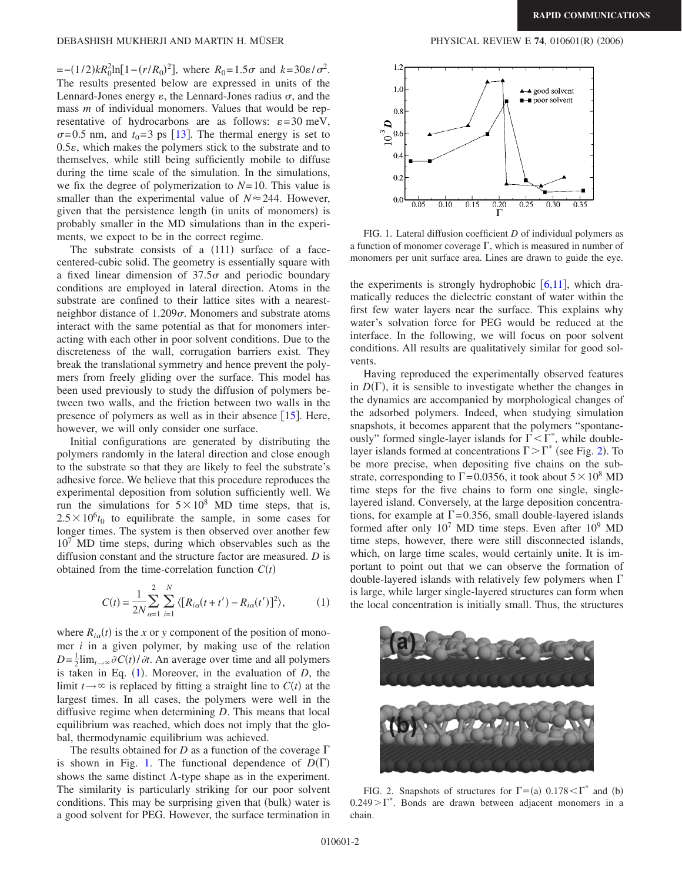$= -(1/2)kR_0^2 \ln[1-(r/R_0)^2]$, where $R_0 = 1.5\sigma$ and $k = 30\epsilon/\sigma^2$. The results presented below are expressed in units of the Lennard-Jones energy $\epsilon$, the Lennard-Jones radius $\sigma$, and the mass $m$ of individual monomers. Values that would be representative of hydrocarbons are as follows: $\epsilon = 30$ meV, $\sigma = 0.5$ nm, and $t_0 = 3$ ps [13]. The thermal energy is set to $0.5\epsilon$, which makes the polymers stick to the substrate and to themselves, while still being sufficiently mobile to diffuse during the time scale of the simulation. In the simulations, we fix the degree of polymerization to $N=10$. This value is smaller than the experimental value of $N \approx 244$. However, given that the persistence length (in units of monomers) is probably smaller in the MD simulations than in the experiments, we expect to be in the correct regime.

The substrate consists of a (111) surface of a face-centered-cubic solid. The geometry is essentially square with a fixed linear dimension of $37.5\sigma$ and periodic boundary conditions are employed in lateral direction. Atoms in the substrate are confined to their lattice sites with a nearest-neighbor distance of $1.209\sigma$. Monomers and substrate atoms interact with the same potential as that for monomers interacting with each other in poor solvent conditions. Due to the discreteness of the wall, corrugation barriers exist. They break the translational symmetry and hence prevent the polymers from freely gliding over the surface. This model has been used previously to study the diffusion of polymers between two walls, and the friction between two walls in the presence of polymers as well as in their absence [15]. Here, however, we will only consider one surface.

Initial configurations are generated by distributing the polymers randomly in the lateral direction and close enough to the substrate so that they are likely to feel the substrate's adhesive force. We believe that this procedure reproduces the experimental deposition from solution sufficiently well. We run the simulations for $5 \times 10^8$ MD time steps, that is, $2.5 \times 10^6 t_0$ to equilibrate the sample, in some cases for longer times. The system is then observed over another few $10^7$ MD time steps, during which observables such as the diffusion constant and the structure factor are measured. $D$ is obtained from the time-correlation function $C(t)$

$$C(t) = \frac{1}{2N} \sum_{\alpha=1}^{2} \sum_{i=1}^{N} \langle [R_{i\alpha}(t+t') - R_{i\alpha}(t')]^2 \rangle, \tag{1}$$

where $R_{i\alpha}(t)$ is the $x$ or $y$ component of the position of monomer $i$ in a given polymer, by making use of the relation $D = \frac{1}{2}\lim_{t\to\infty} \partial C(t)/\partial t$. An average over time and all polymers is taken in Eq. (1). Moreover, in the evaluation of $D$, the limit $t \to \infty$ is replaced by fitting a straight line to $C(t)$ at the largest times. In all cases, the polymers were well in the diffusive regime when determining $D$. This means that local equilibrium was reached, which does not imply that the global, thermodynamic equilibrium was achieved.

The results obtained for $D$ as a function of the coverage $\Gamma$ is shown in Fig. 1. The functional dependence of $D(\Gamma)$ shows the same distinct $\Lambda$-type shape as in the experiment. The similarity is particularly striking for our poor solvent conditions. This may be surprising given that (bulk) water is a good solvent for PEG. However, the surface termination in the experiments is strongly hydrophobic [6,11], which dramatically reduces the dielectric constant of water within the first few water layers near the surface. This explains why water's solvation force for PEG would be reduced at the interface. In the following, we will focus on poor solvent conditions. All results are qualitatively similar for good solvents.

FIG. 1. Lateral diffusion coefficient $D$ of individual polymers as a function of monomer coverage $\Gamma$, which is measured in number of monomers per unit surface area. Lines are drawn to guide the eye.

Having reproduced the experimentally observed features in $D(\Gamma)$, it is sensible to investigate whether the changes in the dynamics are accompanied by morphological changes of the adsorbed polymers. Indeed, when studying simulation snapshots, it becomes apparent that the polymers "spontaneously" formed single-layer islands for $\Gamma < \Gamma^*$, while double-layer islands formed at concentrations $\Gamma > \Gamma^*$ (see Fig. 2). To be more precise, when depositing five chains on the substrate, corresponding to $\Gamma = 0.0356$, it took about $5 \times 10^8$ MD time steps for the five chains to form one single, single-layered island. Conversely, at the large deposition concentrations, for example at $\Gamma = 0.356$, small double-layered islands formed after only $10^7$ MD time steps. Even after $10^9$ MD time steps, however, there were still disconnected islands, which, on large time scales, would certainly unite. It is important to point out that we can observe the formation of double-layered islands with relatively few polymers when $\Gamma$ is large, while larger single-layered structures can form when the local concentration is initially small. Thus, the structures

FIG. 2. Snapshots of structures for $\Gamma =$ (a) $0.178 < \Gamma^*$ and (b) $0.249 > \Gamma^*$. Bonds are drawn between adjacent monomers in a chain.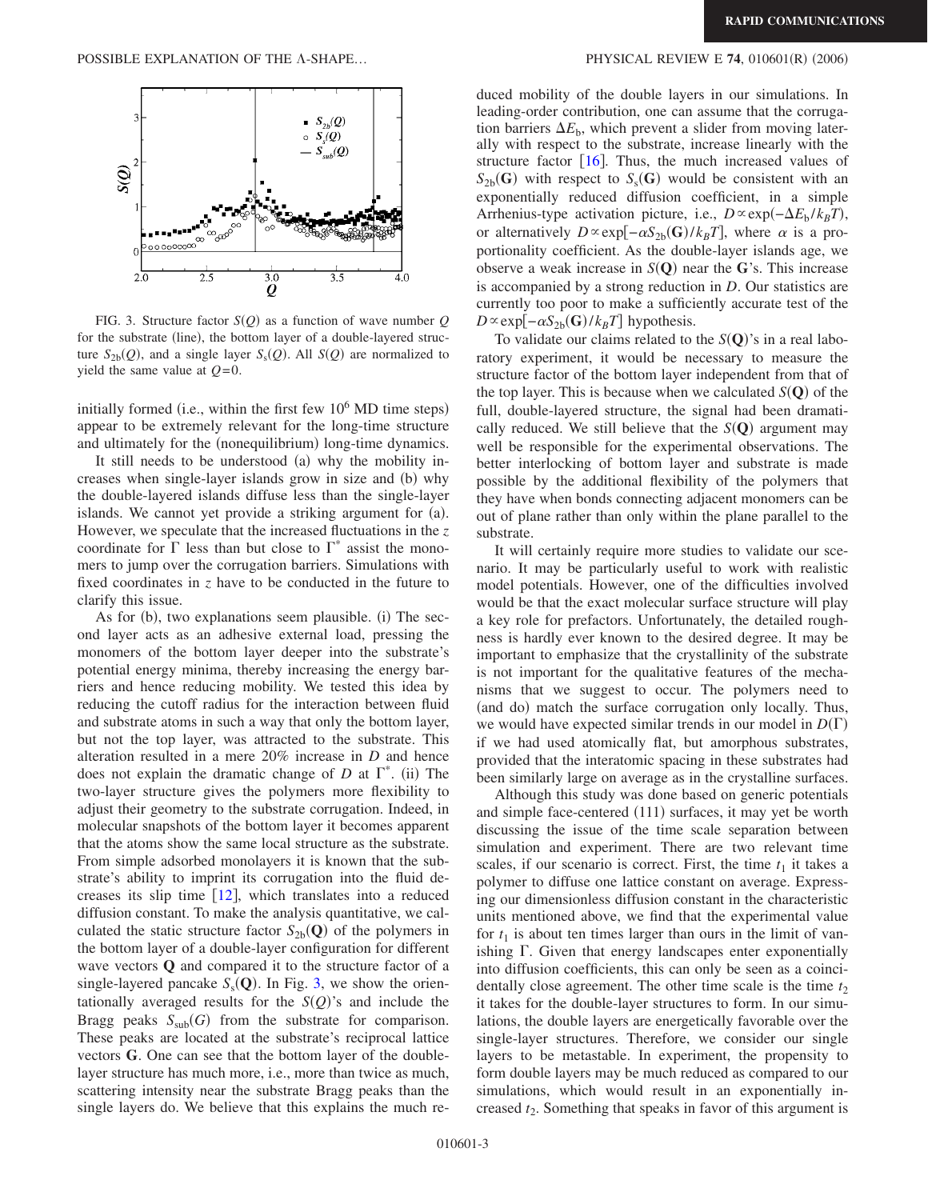FIG. 3. Structure factor $S(Q)$ as a function of wave number $Q$ for the substrate (line), the bottom layer of a double-layered structure $S_{2b}(Q)$, and a single layer $S_s(Q)$. All $S(Q)$ are normalized to yield the same value at $Q=0$.

initially formed (i.e., within the first few $10^6$ MD time steps) appear to be extremely relevant for the long-time structure and ultimately for the (nonequilibrium) long-time dynamics.

It still needs to be understood (a) why the mobility increases when single-layer islands grow in size and (b) why the double-layered islands diffuse less than the single-layer islands. We cannot yet provide a striking argument for (a). However, we speculate that the increased fluctuations in the $z$ coordinate for $\Gamma$ less than but close to $\Gamma^*$ assist the monomers to jump over the corrugation barriers. Simulations with fixed coordinates in $z$ have to be conducted in the future to clarify this issue.

As for (b), two explanations seem plausible. (i) The second layer acts as an adhesive external load, pressing the monomers of the bottom layer deeper into the substrate's potential energy minima, thereby increasing the energy barriers and hence reducing mobility. We tested this idea by reducing the cutoff radius for the interaction between fluid and substrate atoms in such a way that only the bottom layer, but not the top layer, was attracted to the substrate. This alteration resulted in a mere 20% increase in $D$ and hence does not explain the dramatic change of $D$ at $\Gamma^*$. (ii) The two-layer structure gives the polymers more flexibility to adjust their geometry to the substrate corrugation. Indeed, in molecular snapshots of the bottom layer it becomes apparent that the atoms show the same local structure as the substrate. From simple adsorbed monolayers it is known that the substrate's ability to imprint its corrugation into the fluid decreases its slip time [12], which translates into a reduced diffusion constant. To make the analysis quantitative, we calculated the static structure factor $S_{2b}(\mathbf{Q})$ of the polymers in the bottom layer of a double-layer configuration for different wave vectors $\mathbf{Q}$ and compared it to the structure factor of a single-layered pancake $S_s(\mathbf{Q})$. In Fig. 3, we show the orientationally averaged results for the $S(Q)$'s and include the Bragg peaks $S_{sub}(G)$ from the substrate for comparison. These peaks are located at the substrate's reciprocal lattice vectors $\mathbf{G}$. One can see that the bottom layer of the double-layer structure has much more, i.e., more than twice as much, scattering intensity near the substrate Bragg peaks than the single layers do. We believe that this explains the much reduced mobility of the double layers in our simulations. In leading-order contribution, one can assume that the corrugation barriers $\Delta E_b$, which prevent a slider from moving laterally with respect to the substrate, increase linearly with the structure factor [16]. Thus, the much increased values of $S_{2b}(\mathbf{G})$ with respect to $S_s(\mathbf{G})$ would be consistent with an exponentially reduced diffusion coefficient, in a simple Arrhenius-type activation picture, i.e., $D \propto \exp(-\Delta E_b / k_B T)$, or alternatively $D \propto \exp[-\alpha S_{2b}(\mathbf{G})/k_B T]$, where $\alpha$ is a proportionality coefficient. As the double-layer islands age, we observe a weak increase in $S(\mathbf{Q})$ near the $\mathbf{G}$'s. This increase is accompanied by a strong reduction in $D$. Our statistics are currently too poor to make a sufficiently accurate test of the $D \propto \exp[-\alpha S_{2b}(\mathbf{G})/k_B T]$ hypothesis.

To validate our claims related to the $S(\mathbf{Q})$'s in a real laboratory experiment, it would be necessary to measure the structure factor of the bottom layer independent from that of the top layer. This is because when we calculated $S(\mathbf{Q})$ of the full, double-layered structure, the signal had been dramatically reduced. We still believe that the $S(\mathbf{Q})$ argument may well be responsible for the experimental observations. The better interlocking of bottom layer and substrate is made possible by the additional flexibility of the polymers that they have when bonds connecting adjacent monomers can be out of plane rather than only within the plane parallel to the substrate.

It will certainly require more studies to validate our scenario. It may be particularly useful to work with realistic model potentials. However, one of the difficulties involved would be that the exact molecular surface structure will play a key role for prefactors. Unfortunately, the detailed roughness is hardly ever known to the desired degree. It may be important to emphasize that the crystallinity of the substrate is not important for the qualitative features of the mechanisms that we suggest to occur. The polymers need to (and do) match the surface corrugation only locally. Thus, we would have expected similar trends in our model in $D(\Gamma)$ if we had used atomically flat, but amorphous substrates, provided that the interatomic spacing in these substrates had been similarly large on average as in the crystalline surfaces.

Although this study was done based on generic potentials and simple face-centered (111) surfaces, it may yet be worth discussing the issue of the time scale separation between simulation and experiment. There are two relevant time scales, if our scenario is correct. First, the time $t_1$ it takes a polymer to diffuse one lattice constant on average. Expressing our dimensionless diffusion constant in the characteristic units mentioned above, we find that the experimental value for $t_1$ is about ten times larger than ours in the limit of vanishing $\Gamma$. Given that energy landscapes enter exponentially into diffusion coefficients, this can only be seen as a coincidentally close agreement. The other time scale is the time $t_2$ it takes for the double-layer structures to form. In our simulations, the double layers are energetically favorable over the single-layer structures. Therefore, we consider our single layers to be metastable. In experiment, the propensity to form double layers may be much reduced as compared to our simulations, which would result in an exponentially increased $t_2$. Something that speaks in favor of this argument is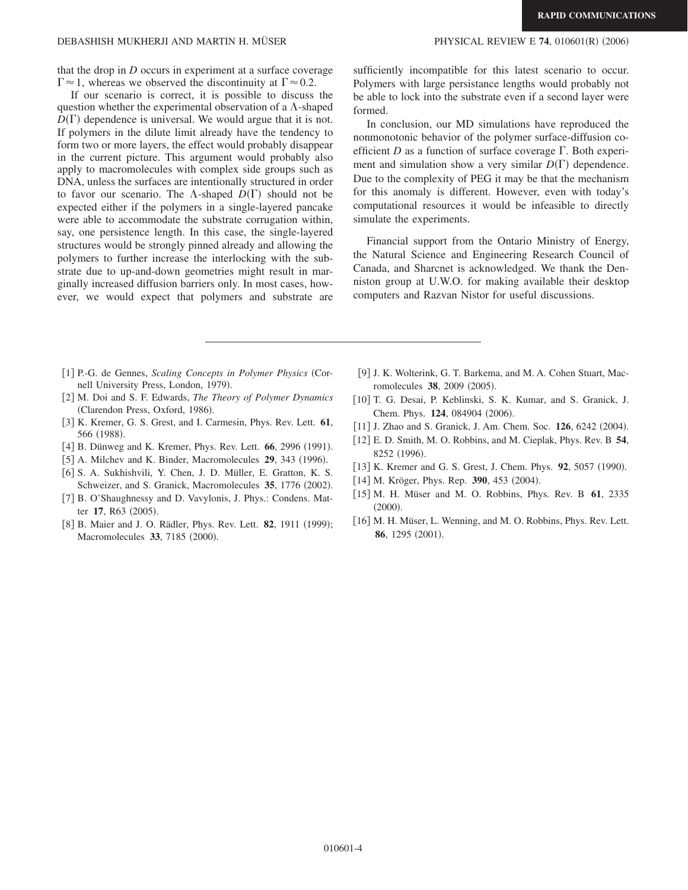that the drop in $D$ occurs in experiment at a surface coverage $\Gamma \approx 1$, whereas we observed the discontinuity at $\Gamma \approx 0.2$.

If our scenario is correct, it is possible to discuss the question whether the experimental observation of a $\Lambda$-shaped $D(\Gamma)$ dependence is universal. We would argue that it is not. If polymers in the dilute limit already have the tendency to form two or more layers, the effect would probably disappear in the current picture. This argument would probably also apply to macromolecules with complex side groups such as DNA, unless the surfaces are intentionally structured in order to favor our scenario. The $\Lambda$-shaped $D(\Gamma)$ should not be expected either if the polymers in a single-layered pancake were able to accommodate the substrate corrugation within, say, one persistence length. In this case, the single-layered structures would be strongly pinned already and allowing the polymers to further increase the interlocking with the substrate due to up-and-down geometries might result in marginally increased diffusion barriers only. In most cases, however, we would expect that polymers and substrate are sufficiently incompatible for this latest scenario to occur. Polymers with large persistance lengths would probably not be able to lock into the substrate even if a second layer were formed.

In conclusion, our MD simulations have reproduced the nonmonotonic behavior of the polymer surface-diffusion coefficient $D$ as a function of surface coverage $\Gamma$. Both experiment and simulation show a very similar $D(\Gamma)$ dependence. Due to the complexity of PEG it may be that the mechanism for this anomaly is different. However, even with today's computational resources it would be infeasible to directly simulate the experiments.

Financial support from the Ontario Ministry of Energy, the Natural Science and Engineering Research Council of Canada, and Sharcnet is acknowledged. We thank the Denniston group at U.W.O. for making available their desktop computers and Razvan Nistor for useful discussions.

---

[1] P.-G. de Gennes, *Scaling Concepts in Polymer Physics* (Cornell University Press, London, 1979).

[2] M. Doi and S. F. Edwards, *The Theory of Polymer Dynamics* (Clarendon Press, Oxford, 1986).

[3] K. Kremer, G. S. Grest, and I. Carmesin, Phys. Rev. Lett. **61**, 566 (1988).

[4] B. Dünweg and K. Kremer, Phys. Rev. Lett. **66**, 2996 (1991).

[5] A. Milchev and K. Binder, Macromolecules **29**, 343 (1996).

[6] S. A. Sukhishvili, Y. Chen, J. D. Müller, E. Gratton, K. S. Schweizer, and S. Granick, Macromolecules **35**, 1776 (2002).

[7] B. O'Shaughnessy and D. Vavylonis, J. Phys.: Condens. Matter **17**, R63 (2005).

[8] B. Maier and J. O. Rädler, Phys. Rev. Lett. **82**, 1911 (1999); Macromolecules **33**, 7185 (2000).

[9] J. K. Wolterink, G. T. Barkema, and M. A. Cohen Stuart, Macromolecules **38**, 2009 (2005).

[10] T. G. Desai, P. Keblinski, S. K. Kumar, and S. Granick, J. Chem. Phys. **124**, 084904 (2006).

[11] J. Zhao and S. Granick, J. Am. Chem. Soc. **126**, 6242 (2004).

[12] E. D. Smith, M. O. Robbins, and M. Cieplak, Phys. Rev. B **54**, 8252 (1996).

[13] K. Kremer and G. S. Grest, J. Chem. Phys. **92**, 5057 (1990).

[14] M. Kröger, Phys. Rep. **390**, 453 (2004).

[15] M. H. Müser and M. O. Robbins, Phys. Rev. B **61**, 2335 (2000).

[16] M. H. Müser, L. Wenning, and M. O. Robbins, Phys. Rev. Lett. **86**, 1295 (2001).